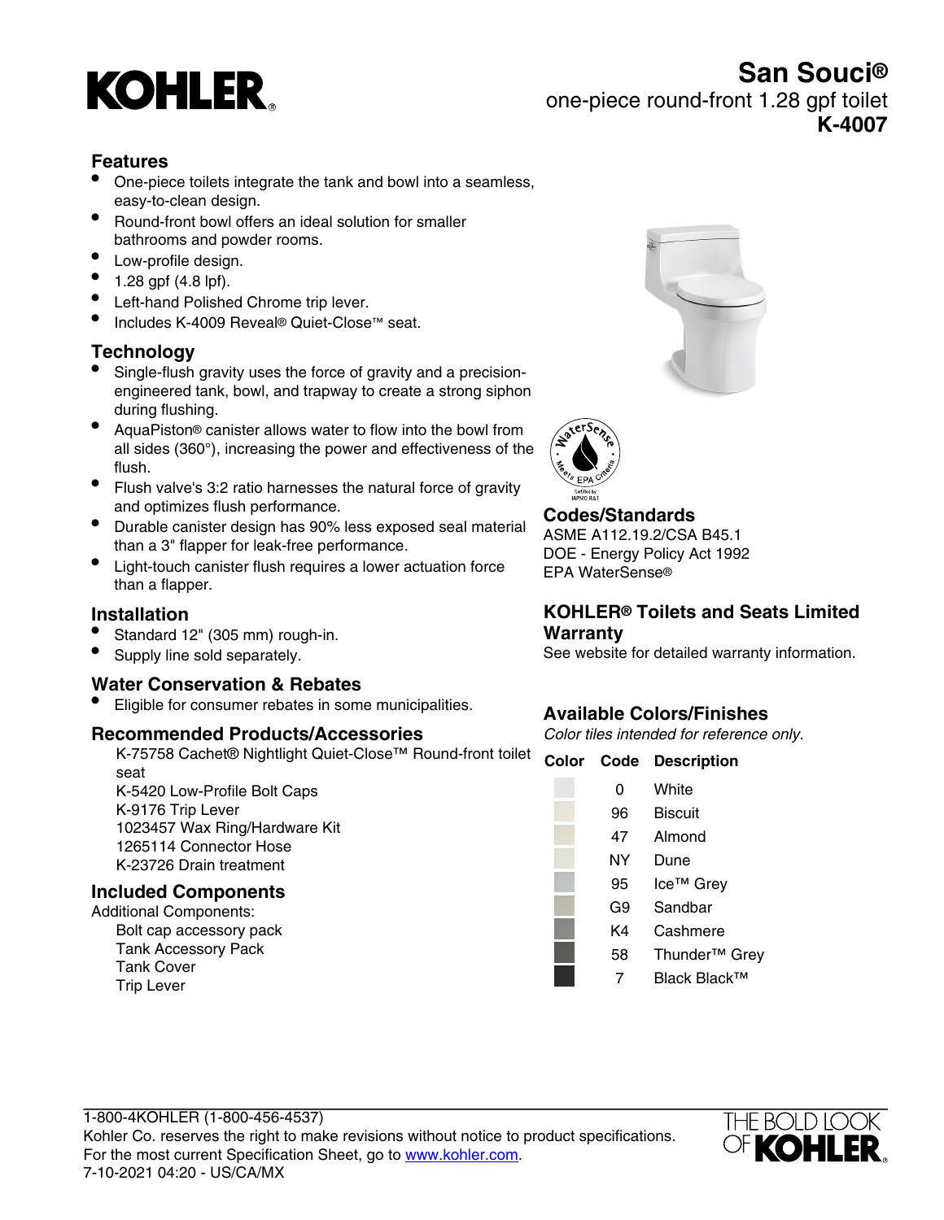# KOHLER

## San Souci®

one-piece round-front 1.28 gpf toilet

**K-4007**

### Features

- One-piece toilets integrate the tank and bowl into a seamless, easy-to-clean design.
- Round-front bowl offers an ideal solution for smaller bathrooms and powder rooms.
- Low-profile design.
- 1.28 gpf (4.8 lpf).
- Left-hand Polished Chrome trip lever.
- Includes K-4009 Reveal® Quiet-Close™ seat.

### Technology

- Single-flush gravity uses the force of gravity and a precision-engineered tank, bowl, and trapway to create a strong siphon during flushing.
- AquaPiston® canister allows water to flow into the bowl from all sides (360°), increasing the power and effectiveness of the flush.
- Flush valve's 3:2 ratio harnesses the natural force of gravity and optimizes flush performance.
- Durable canister design has 90% less exposed seal material than a 3" flapper for leak-free performance.
- Light-touch canister flush requires a lower actuation force than a flapper.

### Installation

- Standard 12" (305 mm) rough-in.
- Supply line sold separately.

### Water Conservation & Rebates

- Eligible for consumer rebates in some municipalities.

### Recommended Products/Accessories

K-75758 Cachet® Nightlight Quiet-Close™ Round-front toilet seat
K-5420 Low-Profile Bolt Caps
K-9176 Trip Lever
1023457 Wax Ring/Hardware Kit
1265114 Connector Hose
K-23726 Drain treatment

### Included Components

Additional Components:
Bolt cap accessory pack
Tank Accessory Pack
Tank Cover
Trip Lever

### Codes/Standards

ASME A112.19.2/CSA B45.1
DOE - Energy Policy Act 1992
EPA WaterSense®

### KOHLER® Toilets and Seats Limited Warranty

See website for detailed warranty information.

### Available Colors/Finishes

*Color tiles intended for reference only.*

| Color | Code | Description |
|---|---|---|
| | 0 | White |
| | 96 | Biscuit |
| | 47 | Almond |
| | NY | Dune |
| | 95 | Ice™ Grey |
| | G9 | Sandbar |
| | K4 | Cashmere |
| | 58 | Thunder™ Grey |
| | 7 | Black Black™ |

1-800-4KOHLER (1-800-456-4537)
Kohler Co. reserves the right to make revisions without notice to product specifications.
For the most current Specification Sheet, go to www.kohler.com.
7-10-2021 04:20 - US/CA/MX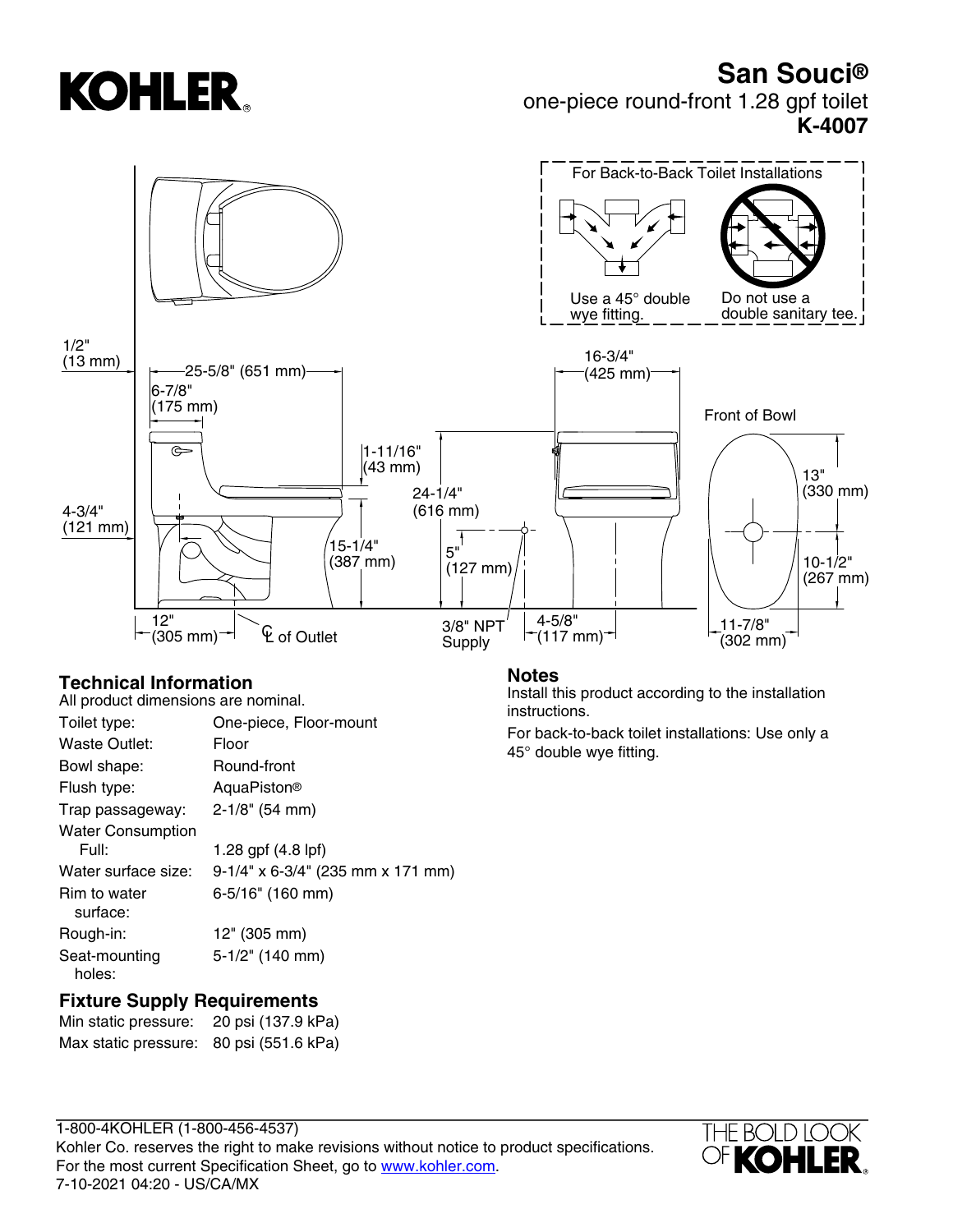# KOHLER

## San Souci®

one-piece round-front 1.28 gpf toilet

**K-4007**

For Back-to-Back Toilet Installations

Use a 45° double wye fitting.

Do not use a double sanitary tee.

1/2" (13 mm)

25-5/8" (651 mm)

6-7/8" (175 mm)

4-3/4" (121 mm)

1-11/16" (43 mm)

24-1/4" (616 mm)

15-1/4" (387 mm)

5" (127 mm)

16-3/4" (425 mm)

Front of Bowl

13" (330 mm)

10-1/2" (267 mm)

12" (305 mm)

℄ of Outlet

3/8" NPT Supply

4-5/8" (117 mm)

11-7/8" (302 mm)

## Technical Information

All product dimensions are nominal.

| | |
|---|---|
| Toilet type: | One-piece, Floor-mount |
| Waste Outlet: | Floor |
| Bowl shape: | Round-front |
| Flush type: | AquaPiston® |
| Trap passageway: | 2-1/8" (54 mm) |
| Water Consumption Full: | 1.28 gpf (4.8 lpf) |
| Water surface size: | 9-1/4" x 6-3/4" (235 mm x 171 mm) |
| Rim to water surface: | 6-5/16" (160 mm) |
| Rough-in: | 12" (305 mm) |
| Seat-mounting holes: | 5-1/2" (140 mm) |

## Fixture Supply Requirements

| | |
|---|---|
| Min static pressure: | 20 psi (137.9 kPa) |
| Max static pressure: | 80 psi (551.6 kPa) |

## Notes

Install this product according to the installation instructions.

For back-to-back toilet installations: Use only a 45° double wye fitting.

1-800-4KOHLER (1-800-456-4537)
Kohler Co. reserves the right to make revisions without notice to product specifications.
For the most current Specification Sheet, go to www.kohler.com.
7-10-2021 04:20 - US/CA/MX

THE BOLD LOOK OF KOHLER.